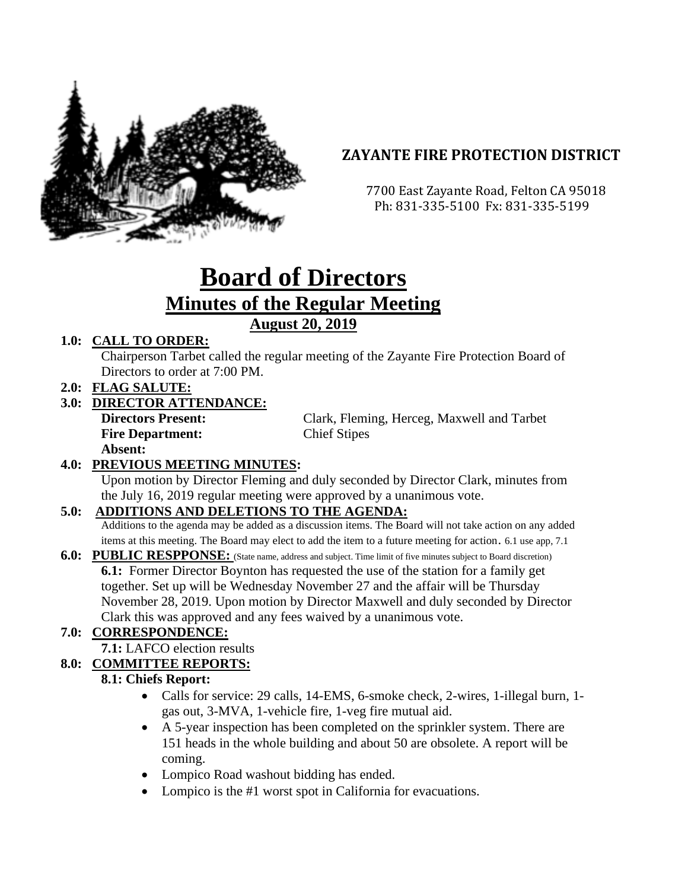## ZAYANTE FIRE PROTECTION DISTRICT

7700 East Zayante Road, Felton CA 95018
Ph: 831-335-5100 Fx: 831-335-5199

# Board of Directors

## Minutes of the Regular Meeting

### August 20, 2019

**1.0: CALL TO ORDER:**

Chairperson Tarbet called the regular meeting of the Zayante Fire Protection Board of Directors to order at 7:00 PM.

**2.0: FLAG SALUTE:**

**3.0: DIRECTOR ATTENDANCE:**

**Directors Present:** Clark, Fleming, Herceg, Maxwell and Tarbet
**Fire Department:** Chief Stipes
**Absent:**

**4.0: PREVIOUS MEETING MINUTES:**

Upon motion by Director Fleming and duly seconded by Director Clark, minutes from the July 16, 2019 regular meeting were approved by a unanimous vote.

**5.0: ADDITIONS AND DELETIONS TO THE AGENDA:**

Additions to the agenda may be added as a discussion items. The Board will not take action on any added items at this meeting. The Board may elect to add the item to a future meeting for action. 6.1 use app, 7.1

**6.0: PUBLIC RESPPONSE:** (State name, address and subject. Time limit of five minutes subject to Board discretion)

**6.1:** Former Director Boynton has requested the use of the station for a family get together. Set up will be Wednesday November 27 and the affair will be Thursday November 28, 2019. Upon motion by Director Maxwell and duly seconded by Director Clark this was approved and any fees waived by a unanimous vote.

**7.0: CORRESPONDENCE:**

**7.1:** LAFCO election results

**8.0: COMMITTEE REPORTS:**

**8.1: Chiefs Report:**

- Calls for service: 29 calls, 14-EMS, 6-smoke check, 2-wires, 1-illegal burn, 1-gas out, 3-MVA, 1-vehicle fire, 1-veg fire mutual aid.
- A 5-year inspection has been completed on the sprinkler system. There are 151 heads in the whole building and about 50 are obsolete. A report will be coming.
- Lompico Road washout bidding has ended.
- Lompico is the #1 worst spot in California for evacuations.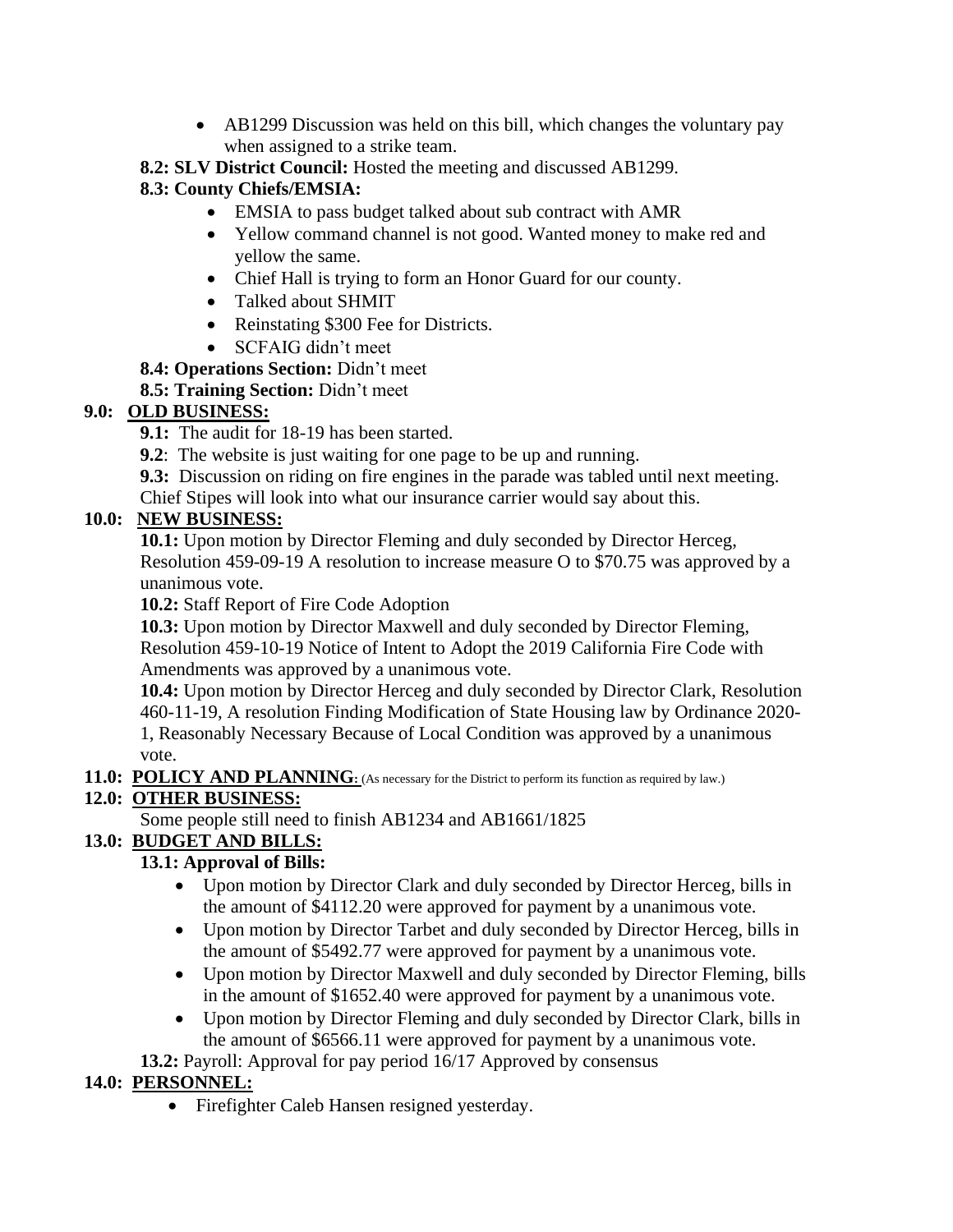- AB1299 Discussion was held on this bill, which changes the voluntary pay when assigned to a strike team.

**8.2: SLV District Council:** Hosted the meeting and discussed AB1299.

**8.3: County Chiefs/EMSIA:**

- EMSIA to pass budget talked about sub contract with AMR
- Yellow command channel is not good. Wanted money to make red and yellow the same.
- Chief Hall is trying to form an Honor Guard for our county.
- Talked about SHMIT
- Reinstating $300 Fee for Districts.
- SCFAIG didn't meet

**8.4: Operations Section:** Didn't meet

**8.5: Training Section:** Didn't meet

## 9.0: OLD BUSINESS:

**9.1:** The audit for 18-19 has been started.

**9.2**: The website is just waiting for one page to be up and running.

**9.3:** Discussion on riding on fire engines in the parade was tabled until next meeting. Chief Stipes will look into what our insurance carrier would say about this.

## 10.0: NEW BUSINESS:

**10.1:** Upon motion by Director Fleming and duly seconded by Director Herceg, Resolution 459-09-19 A resolution to increase measure O to $70.75 was approved by a unanimous vote.

**10.2:** Staff Report of Fire Code Adoption

**10.3:** Upon motion by Director Maxwell and duly seconded by Director Fleming, Resolution 459-10-19 Notice of Intent to Adopt the 2019 California Fire Code with Amendments was approved by a unanimous vote.

**10.4:** Upon motion by Director Herceg and duly seconded by Director Clark, Resolution 460-11-19, A resolution Finding Modification of State Housing law by Ordinance 2020-1, Reasonably Necessary Because of Local Condition was approved by a unanimous vote.

## 11.0: POLICY AND PLANNING: (As necessary for the District to perform its function as required by law.)

## 12.0: OTHER BUSINESS:

Some people still need to finish AB1234 and AB1661/1825

## 13.0: BUDGET AND BILLS:

**13.1: Approval of Bills:**

- Upon motion by Director Clark and duly seconded by Director Herceg, bills in the amount of $4112.20 were approved for payment by a unanimous vote.
- Upon motion by Director Tarbet and duly seconded by Director Herceg, bills in the amount of $5492.77 were approved for payment by a unanimous vote.
- Upon motion by Director Maxwell and duly seconded by Director Fleming, bills in the amount of $1652.40 were approved for payment by a unanimous vote.
- Upon motion by Director Fleming and duly seconded by Director Clark, bills in the amount of $6566.11 were approved for payment by a unanimous vote.

**13.2:** Payroll: Approval for pay period 16/17 Approved by consensus

## 14.0: PERSONNEL:

- Firefighter Caleb Hansen resigned yesterday.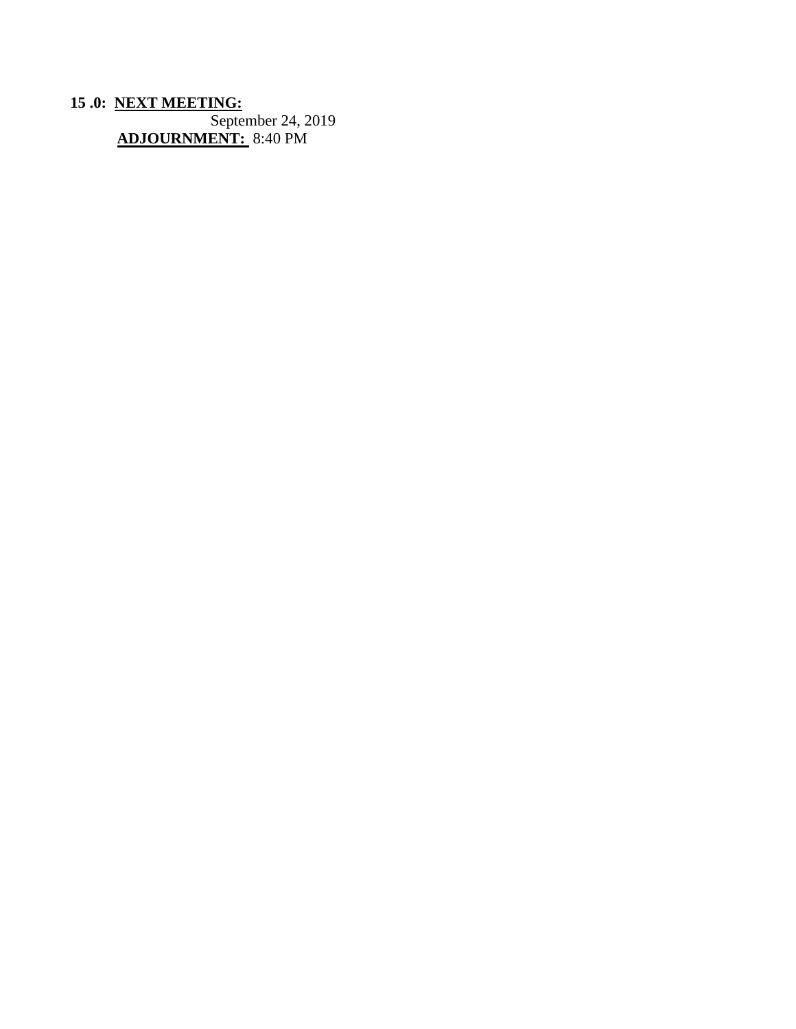**15 .0: NEXT MEETING:**

September 24, 2019

**ADJOURNMENT:** 8:40 PM